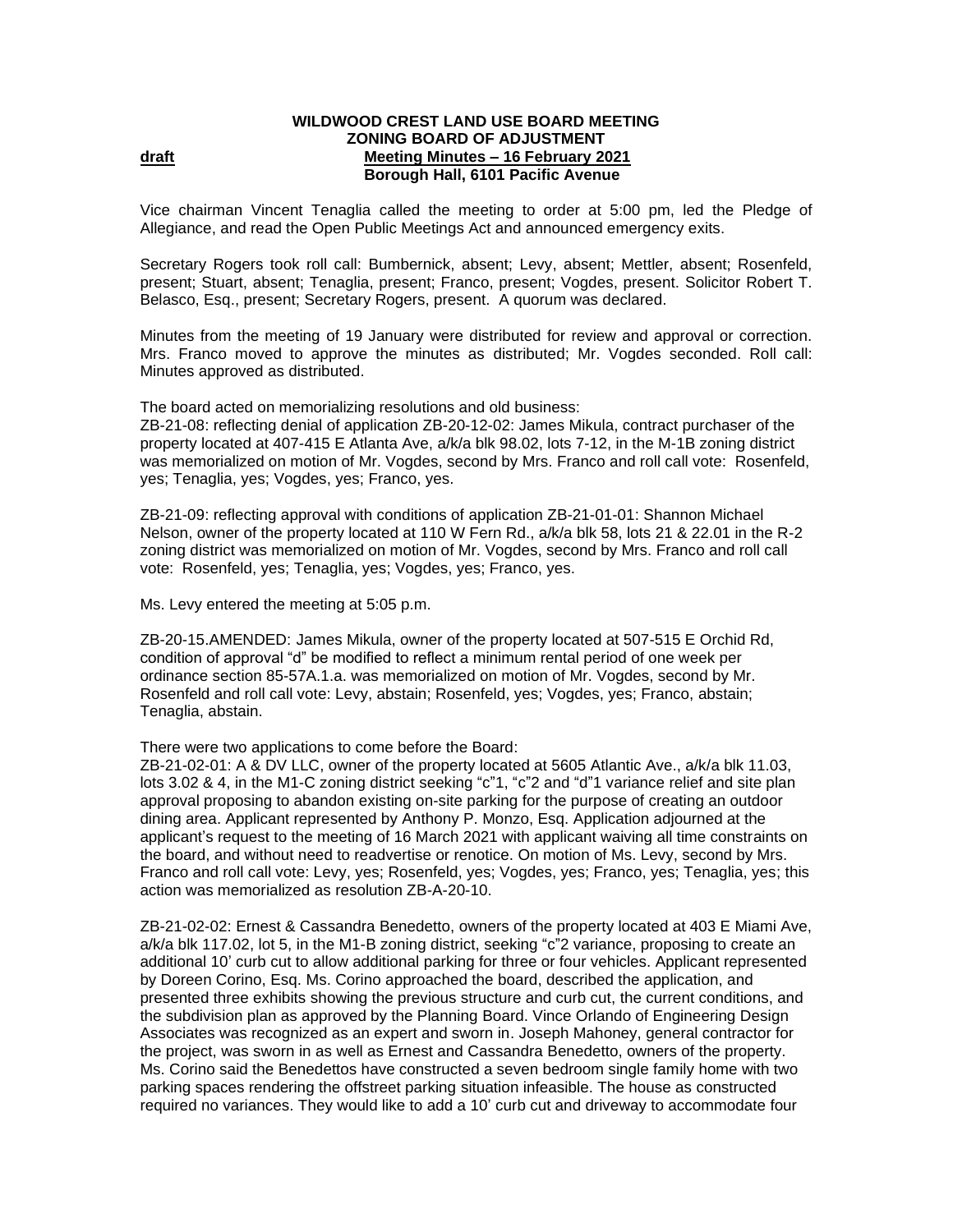**WILDWOOD CREST LAND USE BOARD MEETING**
**ZONING BOARD OF ADJUSTMENT**
**draft** **Meeting Minutes – 16 February 2021**
**Borough Hall, 6101 Pacific Avenue**

Vice chairman Vincent Tenaglia called the meeting to order at 5:00 pm, led the Pledge of Allegiance, and read the Open Public Meetings Act and announced emergency exits.

Secretary Rogers took roll call: Bumbernick, absent; Levy, absent; Mettler, absent; Rosenfeld, present; Stuart, absent; Tenaglia, present; Franco, present; Vogdes, present. Solicitor Robert T. Belasco, Esq., present; Secretary Rogers, present. A quorum was declared.

Minutes from the meeting of 19 January were distributed for review and approval or correction. Mrs. Franco moved to approve the minutes as distributed; Mr. Vogdes seconded. Roll call: Minutes approved as distributed.

The board acted on memorializing resolutions and old business:
ZB-21-08: reflecting denial of application ZB-20-12-02: James Mikula, contract purchaser of the property located at 407-415 E Atlanta Ave, a/k/a blk 98.02, lots 7-12, in the M-1B zoning district was memorialized on motion of Mr. Vogdes, second by Mrs. Franco and roll call vote: Rosenfeld, yes; Tenaglia, yes; Vogdes, yes; Franco, yes.

ZB-21-09: reflecting approval with conditions of application ZB-21-01-01: Shannon Michael Nelson, owner of the property located at 110 W Fern Rd., a/k/a blk 58, lots 21 & 22.01 in the R-2 zoning district was memorialized on motion of Mr. Vogdes, second by Mrs. Franco and roll call vote: Rosenfeld, yes; Tenaglia, yes; Vogdes, yes; Franco, yes.

Ms. Levy entered the meeting at 5:05 p.m.

ZB-20-15.AMENDED: James Mikula, owner of the property located at 507-515 E Orchid Rd, condition of approval "d" be modified to reflect a minimum rental period of one week per ordinance section 85-57A.1.a. was memorialized on motion of Mr. Vogdes, second by Mr. Rosenfeld and roll call vote: Levy, abstain; Rosenfeld, yes; Vogdes, yes; Franco, abstain; Tenaglia, abstain.

There were two applications to come before the Board:
ZB-21-02-01: A & DV LLC, owner of the property located at 5605 Atlantic Ave., a/k/a blk 11.03, lots 3.02 & 4, in the M1-C zoning district seeking "c"1, "c"2 and "d"1 variance relief and site plan approval proposing to abandon existing on-site parking for the purpose of creating an outdoor dining area. Applicant represented by Anthony P. Monzo, Esq. Application adjourned at the applicant's request to the meeting of 16 March 2021 with applicant waiving all time constraints on the board, and without need to readvertise or renotice. On motion of Ms. Levy, second by Mrs. Franco and roll call vote: Levy, yes; Rosenfeld, yes; Vogdes, yes; Franco, yes; Tenaglia, yes; this action was memorialized as resolution ZB-A-20-10.

ZB-21-02-02: Ernest & Cassandra Benedetto, owners of the property located at 403 E Miami Ave, a/k/a blk 117.02, lot 5, in the M1-B zoning district, seeking "c"2 variance, proposing to create an additional 10' curb cut to allow additional parking for three or four vehicles. Applicant represented by Doreen Corino, Esq. Ms. Corino approached the board, described the application, and presented three exhibits showing the previous structure and curb cut, the current conditions, and the subdivision plan as approved by the Planning Board. Vince Orlando of Engineering Design Associates was recognized as an expert and sworn in. Joseph Mahoney, general contractor for the project, was sworn in as well as Ernest and Cassandra Benedetto, owners of the property. Ms. Corino said the Benedettos have constructed a seven bedroom single family home with two parking spaces rendering the offstreet parking situation infeasible. The house as constructed required no variances. They would like to add a 10' curb cut and driveway to accommodate four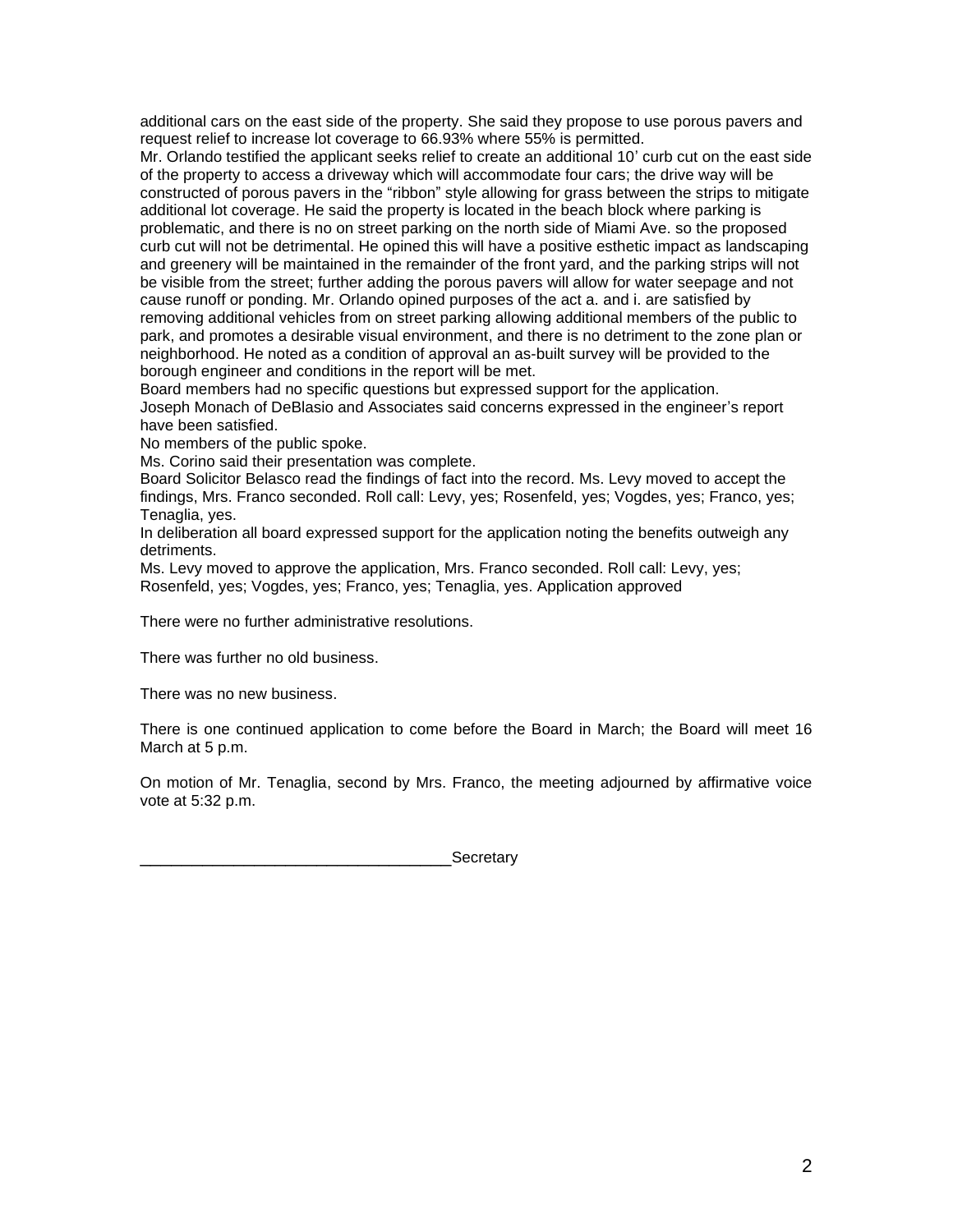additional cars on the east side of the property. She said they propose to use porous pavers and request relief to increase lot coverage to 66.93% where 55% is permitted.

Mr. Orlando testified the applicant seeks relief to create an additional 10' curb cut on the east side of the property to access a driveway which will accommodate four cars; the drive way will be constructed of porous pavers in the "ribbon" style allowing for grass between the strips to mitigate additional lot coverage. He said the property is located in the beach block where parking is problematic, and there is no on street parking on the north side of Miami Ave. so the proposed curb cut will not be detrimental. He opined this will have a positive esthetic impact as landscaping and greenery will be maintained in the remainder of the front yard, and the parking strips will not be visible from the street; further adding the porous pavers will allow for water seepage and not cause runoff or ponding. Mr. Orlando opined purposes of the act a. and i. are satisfied by removing additional vehicles from on street parking allowing additional members of the public to park, and promotes a desirable visual environment, and there is no detriment to the zone plan or neighborhood. He noted as a condition of approval an as-built survey will be provided to the borough engineer and conditions in the report will be met.

Board members had no specific questions but expressed support for the application.

Joseph Monach of DeBlasio and Associates said concerns expressed in the engineer's report have been satisfied.

No members of the public spoke.

Ms. Corino said their presentation was complete.

Board Solicitor Belasco read the findings of fact into the record. Ms. Levy moved to accept the findings, Mrs. Franco seconded. Roll call: Levy, yes; Rosenfeld, yes; Vogdes, yes; Franco, yes; Tenaglia, yes.

In deliberation all board expressed support for the application noting the benefits outweigh any detriments.

Ms. Levy moved to approve the application, Mrs. Franco seconded. Roll call: Levy, yes; Rosenfeld, yes; Vogdes, yes; Franco, yes; Tenaglia, yes. Application approved

There were no further administrative resolutions.

There was further no old business.

There was no new business.

There is one continued application to come before the Board in March; the Board will meet 16 March at 5 p.m.

On motion of Mr. Tenaglia, second by Mrs. Franco, the meeting adjourned by affirmative voice vote at 5:32 p.m.

\_\_\_\_\_\_\_\_\_\_\_\_\_\_\_\_\_\_\_\_\_\_\_\_\_\_\_\_\_\_\_\_\_\_\_Secretary